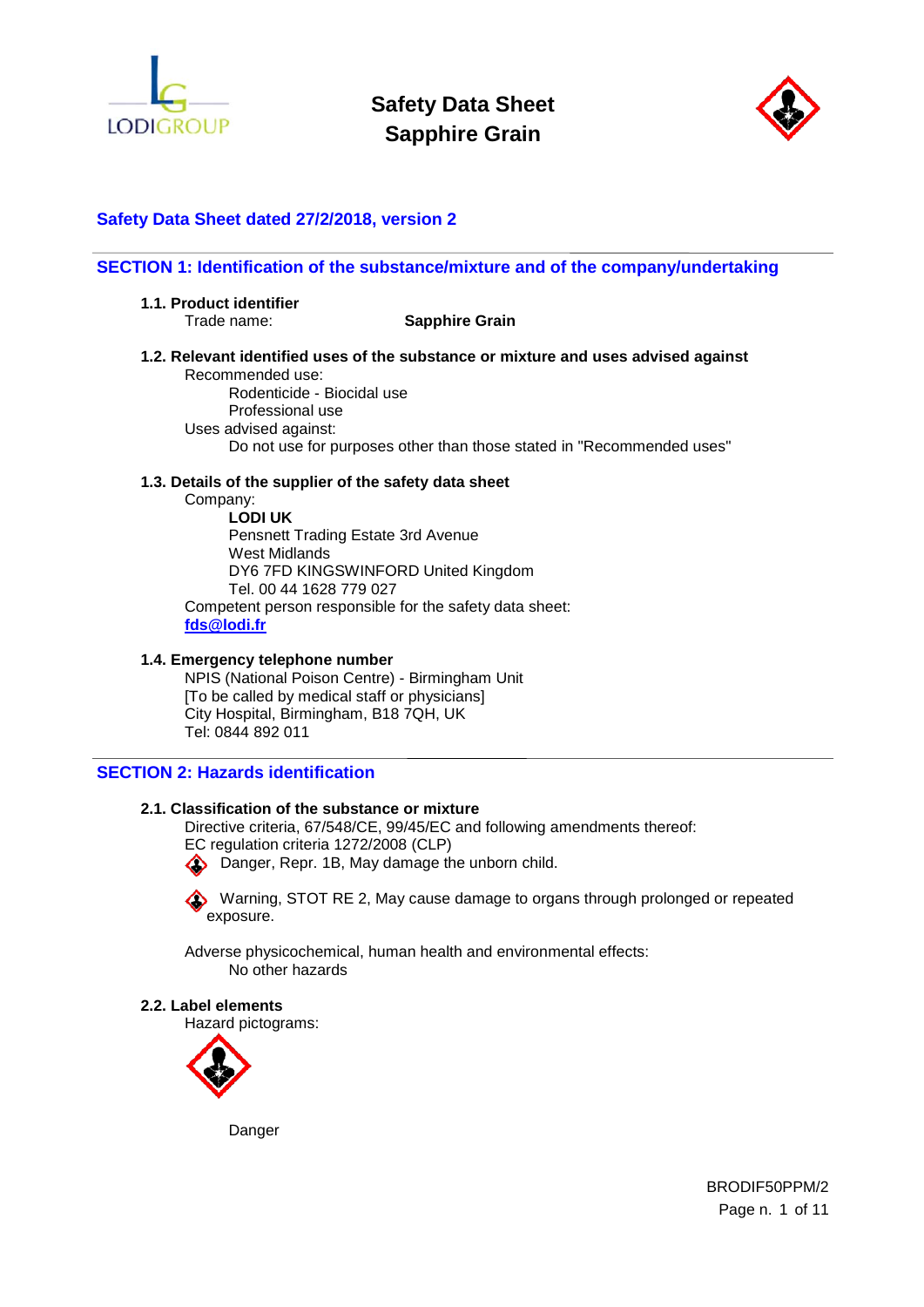# Safety Data Sheet
# Sapphire Grain

**Safety Data Sheet dated 27/2/2018, version 2**

## SECTION 1: Identification of the substance/mixture and of the company/undertaking

**1.1. Product identifier**

Trade name: **Sapphire Grain**

**1.2. Relevant identified uses of the substance or mixture and uses advised against**

Recommended use:

Rodenticide - Biocidal use
Professional use

Uses advised against:

Do not use for purposes other than those stated in "Recommended uses"

**1.3. Details of the supplier of the safety data sheet**

Company:

**LODI UK**
Pensnett Trading Estate 3rd Avenue
West Midlands
DY6 7FD KINGSWINFORD United Kingdom
Tel. 00 44 1628 779 027

Competent person responsible for the safety data sheet:
fds@lodi.fr

**1.4. Emergency telephone number**

NPIS (National Poison Centre) - Birmingham Unit
[To be called by medical staff or physicians]
City Hospital, Birmingham, B18 7QH, UK
Tel: 0844 892 011

## SECTION 2: Hazards identification

**2.1. Classification of the substance or mixture**

Directive criteria, 67/548/CE, 99/45/EC and following amendments thereof:
EC regulation criteria 1272/2008 (CLP)

Danger, Repr. 1B, May damage the unborn child.

Warning, STOT RE 2, May cause damage to organs through prolonged or repeated exposure.

Adverse physicochemical, human health and environmental effects:

No other hazards

**2.2. Label elements**

Hazard pictograms:

Danger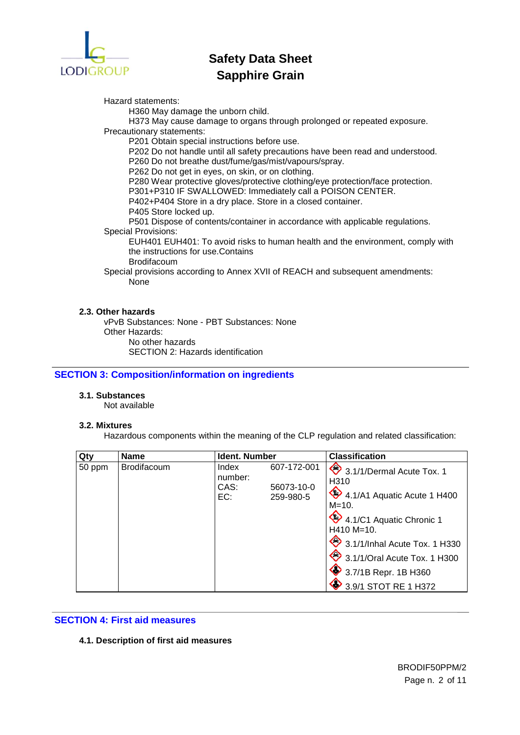Hazard statements:

H360 May damage the unborn child.

H373 May cause damage to organs through prolonged or repeated exposure.

Precautionary statements:

P201 Obtain special instructions before use.

P202 Do not handle until all safety precautions have been read and understood.

P260 Do not breathe dust/fume/gas/mist/vapours/spray.

P262 Do not get in eyes, on skin, or on clothing.

P280 Wear protective gloves/protective clothing/eye protection/face protection.

P301+P310 IF SWALLOWED: Immediately call a POISON CENTER.

P402+P404 Store in a dry place. Store in a closed container.

P405 Store locked up.

P501 Dispose of contents/container in accordance with applicable regulations.

Special Provisions:

EUH401 EUH401: To avoid risks to human health and the environment, comply with the instructions for use.Contains

Brodifacoum

Special provisions according to Annex XVII of REACH and subsequent amendments:

None

**2.3. Other hazards**

vPvB Substances: None - PBT Substances: None

Other Hazards:

No other hazards

SECTION 2: Hazards identification

## SECTION 3: Composition/information on ingredients

**3.1. Substances**

Not available

**3.2. Mixtures**

Hazardous components within the meaning of the CLP regulation and related classification:

| Qty | Name | Ident. Number | | Classification |
|---|---|---|---|---|
| 50 ppm | Brodifacoum | Index number: | 607-172-001 | 3.1/1/Dermal Acute Tox. 1 H310 |
| | | CAS: | 56073-10-0 | 4.1/A1 Aquatic Acute 1 H400 M=10. |
| | | EC: | 259-980-5 | 4.1/C1 Aquatic Chronic 1 H410 M=10. |
| | | | | 3.1/1/Inhal Acute Tox. 1 H330 |
| | | | | 3.1/1/Oral Acute Tox. 1 H300 |
| | | | | 3.7/1B Repr. 1B H360 |
| | | | | 3.9/1 STOT RE 1 H372 |

## SECTION 4: First aid measures

**4.1. Description of first aid measures**

BRODIF50PPM/2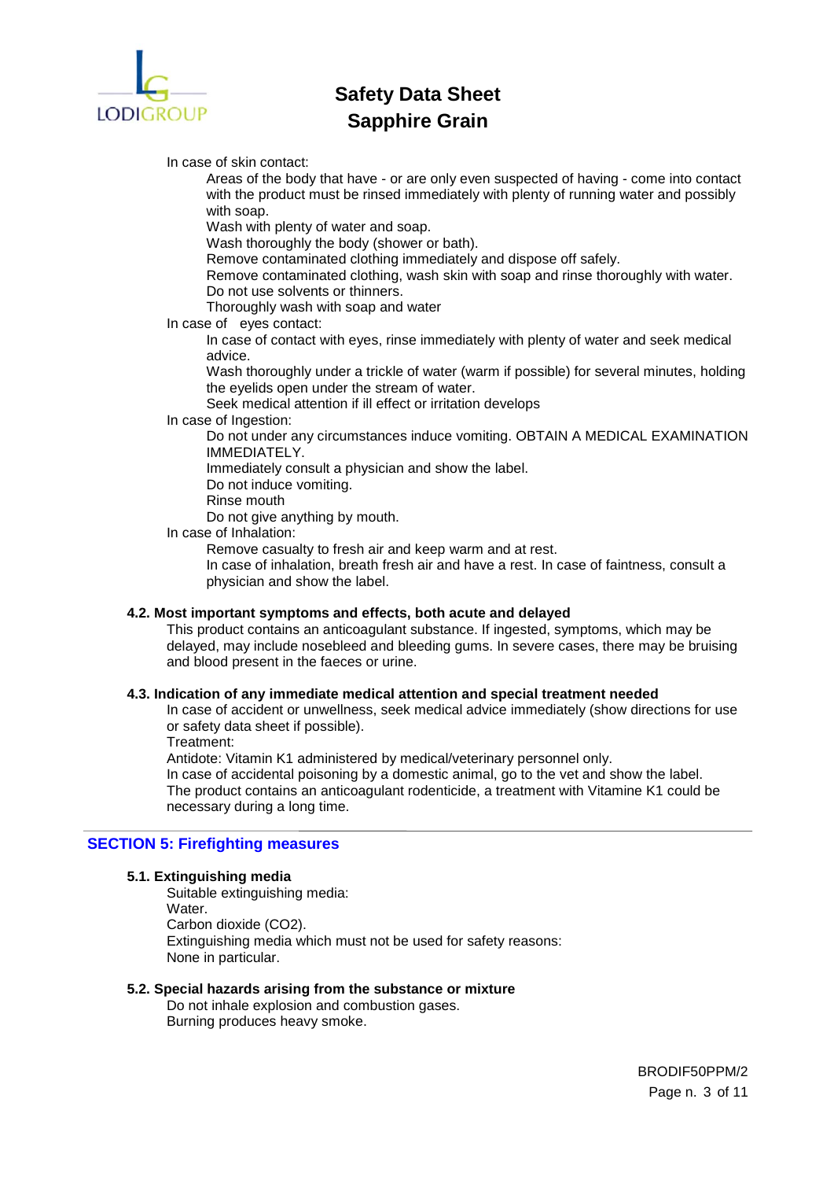In case of skin contact:

Areas of the body that have - or are only even suspected of having - come into contact with the product must be rinsed immediately with plenty of running water and possibly with soap.
Wash with plenty of water and soap.
Wash thoroughly the body (shower or bath).
Remove contaminated clothing immediately and dispose off safely.
Remove contaminated clothing, wash skin with soap and rinse thoroughly with water.
Do not use solvents or thinners.
Thoroughly wash with soap and water

In case of eyes contact:

In case of contact with eyes, rinse immediately with plenty of water and seek medical advice.
Wash thoroughly under a trickle of water (warm if possible) for several minutes, holding the eyelids open under the stream of water.
Seek medical attention if ill effect or irritation develops

In case of Ingestion:

Do not under any circumstances induce vomiting. OBTAIN A MEDICAL EXAMINATION IMMEDIATELY.
Immediately consult a physician and show the label.
Do not induce vomiting.
Rinse mouth
Do not give anything by mouth.

In case of Inhalation:

Remove casualty to fresh air and keep warm and at rest.
In case of inhalation, breath fresh air and have a rest. In case of faintness, consult a physician and show the label.

### 4.2. Most important symptoms and effects, both acute and delayed

This product contains an anticoagulant substance. If ingested, symptoms, which may be delayed, may include nosebleed and bleeding gums. In severe cases, there may be bruising and blood present in the faeces or urine.

### 4.3. Indication of any immediate medical attention and special treatment needed

In case of accident or unwellness, seek medical advice immediately (show directions for use or safety data sheet if possible).
Treatment:
Antidote: Vitamin K1 administered by medical/veterinary personnel only.
In case of accidental poisoning by a domestic animal, go to the vet and show the label.
The product contains an anticoagulant rodenticide, a treatment with Vitamine K1 could be necessary during a long time.

## SECTION 5: Firefighting measures

### 5.1. Extinguishing media

Suitable extinguishing media:
Water.
Carbon dioxide ($CO_2$).
Extinguishing media which must not be used for safety reasons:
None in particular.

### 5.2. Special hazards arising from the substance or mixture

Do not inhale explosion and combustion gases.
Burning produces heavy smoke.

BRODIF50PPM/2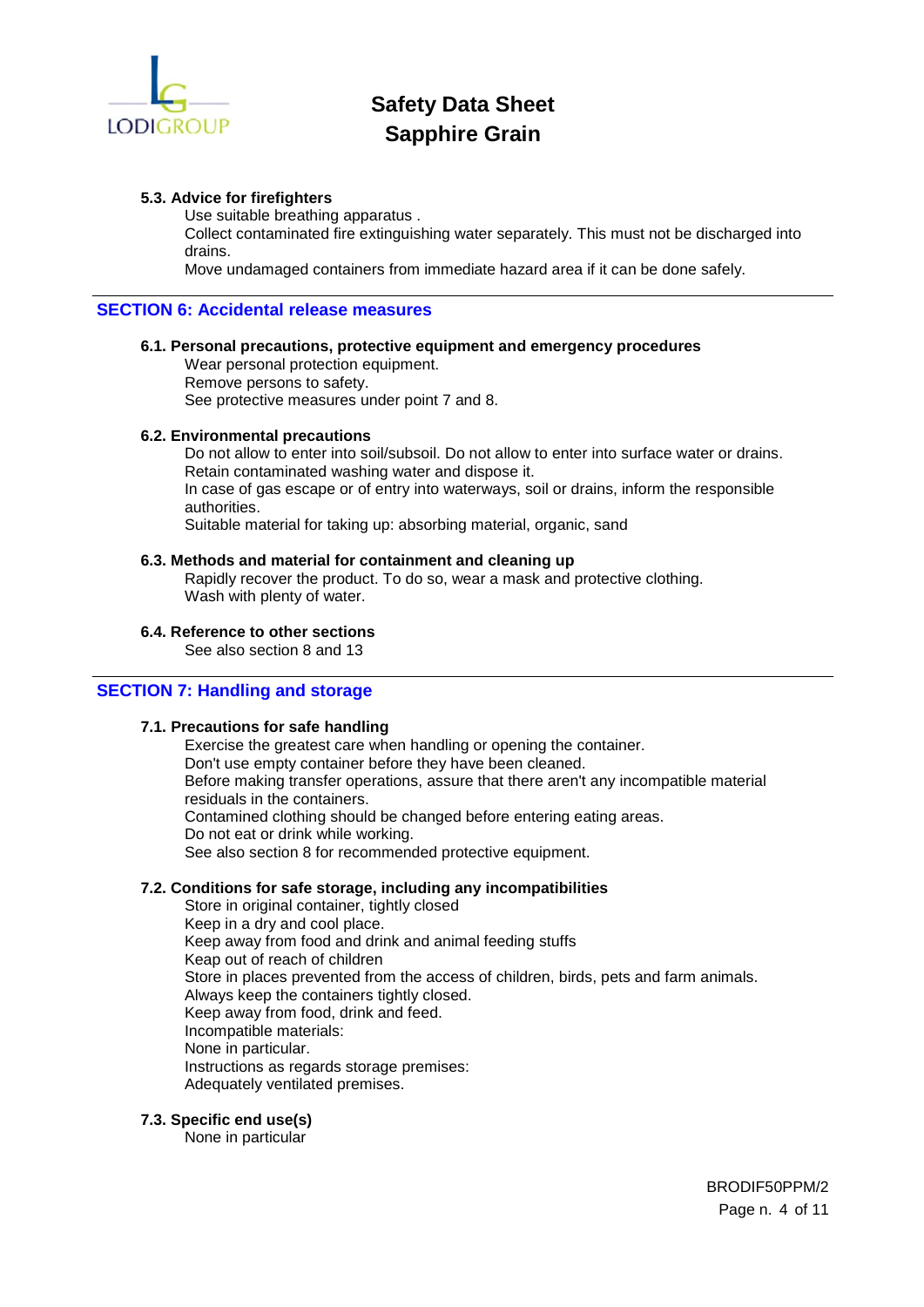#### 5.3. Advice for firefighters

Use suitable breathing apparatus .
Collect contaminated fire extinguishing water separately. This must not be discharged into drains.
Move undamaged containers from immediate hazard area if it can be done safely.

## SECTION 6: Accidental release measures

#### 6.1. Personal precautions, protective equipment and emergency procedures

Wear personal protection equipment.
Remove persons to safety.
See protective measures under point 7 and 8.

#### 6.2. Environmental precautions

Do not allow to enter into soil/subsoil. Do not allow to enter into surface water or drains.
Retain contaminated washing water and dispose it.
In case of gas escape or of entry into waterways, soil or drains, inform the responsible authorities.
Suitable material for taking up: absorbing material, organic, sand

#### 6.3. Methods and material for containment and cleaning up

Rapidly recover the product. To do so, wear a mask and protective clothing.
Wash with plenty of water.

#### 6.4. Reference to other sections

See also section 8 and 13

## SECTION 7: Handling and storage

#### 7.1. Precautions for safe handling

Exercise the greatest care when handling or opening the container.
Don't use empty container before they have been cleaned.
Before making transfer operations, assure that there aren't any incompatible material residuals in the containers.
Contamined clothing should be changed before entering eating areas.
Do not eat or drink while working.
See also section 8 for recommended protective equipment.

#### 7.2. Conditions for safe storage, including any incompatibilities

Store in original container, tightly closed
Keep in a dry and cool place.
Keep away from food and drink and animal feeding stuffs
Keap out of reach of children
Store in places prevented from the access of children, birds, pets and farm animals.
Always keep the containers tightly closed.
Keep away from food, drink and feed.
Incompatible materials:
None in particular.
Instructions as regards storage premises:
Adequately ventilated premises.

#### 7.3. Specific end use(s)

None in particular

BRODIF50PPM/2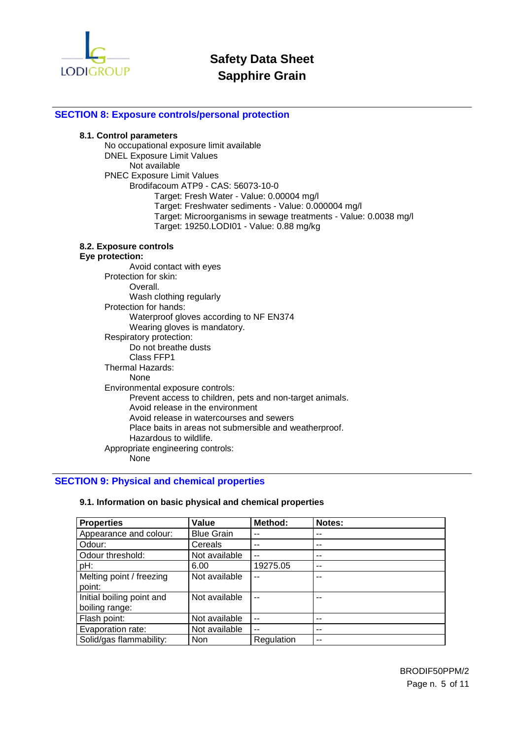## SECTION 8: Exposure controls/personal protection

### 8.1. Control parameters

No occupational exposure limit available

DNEL Exposure Limit Values

Not available

PNEC Exposure Limit Values

Brodifacoum ATP9 - CAS: 56073-10-0

Target: Fresh Water - Value: 0.00004 mg/l

Target: Freshwater sediments - Value: 0.000004 mg/l

Target: Microorganisms in sewage treatments - Value: 0.0038 mg/l

Target: 19250.LODI01 - Value: 0.88 mg/kg

### 8.2. Exposure controls

**Eye protection:**

Avoid contact with eyes

Protection for skin:

Overall.

Wash clothing regularly

Protection for hands:

Waterproof gloves according to NF EN374

Wearing gloves is mandatory.

Respiratory protection:

Do not breathe dusts

Class FFP1

Thermal Hazards:

None

Environmental exposure controls:

Prevent access to children, pets and non-target animals.

Avoid release in the environment

Avoid release in watercourses and sewers

Place baits in areas not submersible and weatherproof.

Hazardous to wildlife.

Appropriate engineering controls:

None

## SECTION 9: Physical and chemical properties

### 9.1. Information on basic physical and chemical properties

| Properties | Value | Method: | Notes: |
|---|---|---|---|
| Appearance and colour: | Blue Grain | -- | -- |
| Odour: | Cereals | -- | -- |
| Odour threshold: | Not available | -- | -- |
| pH: | 6.00 | 19275.05 | -- |
| Melting point / freezing point: | Not available | -- | -- |
| Initial boiling point and boiling range: | Not available | -- | -- |
| Flash point: | Not available | -- | -- |
| Evaporation rate: | Not available | -- | -- |
| Solid/gas flammability: | Non | Regulation | -- |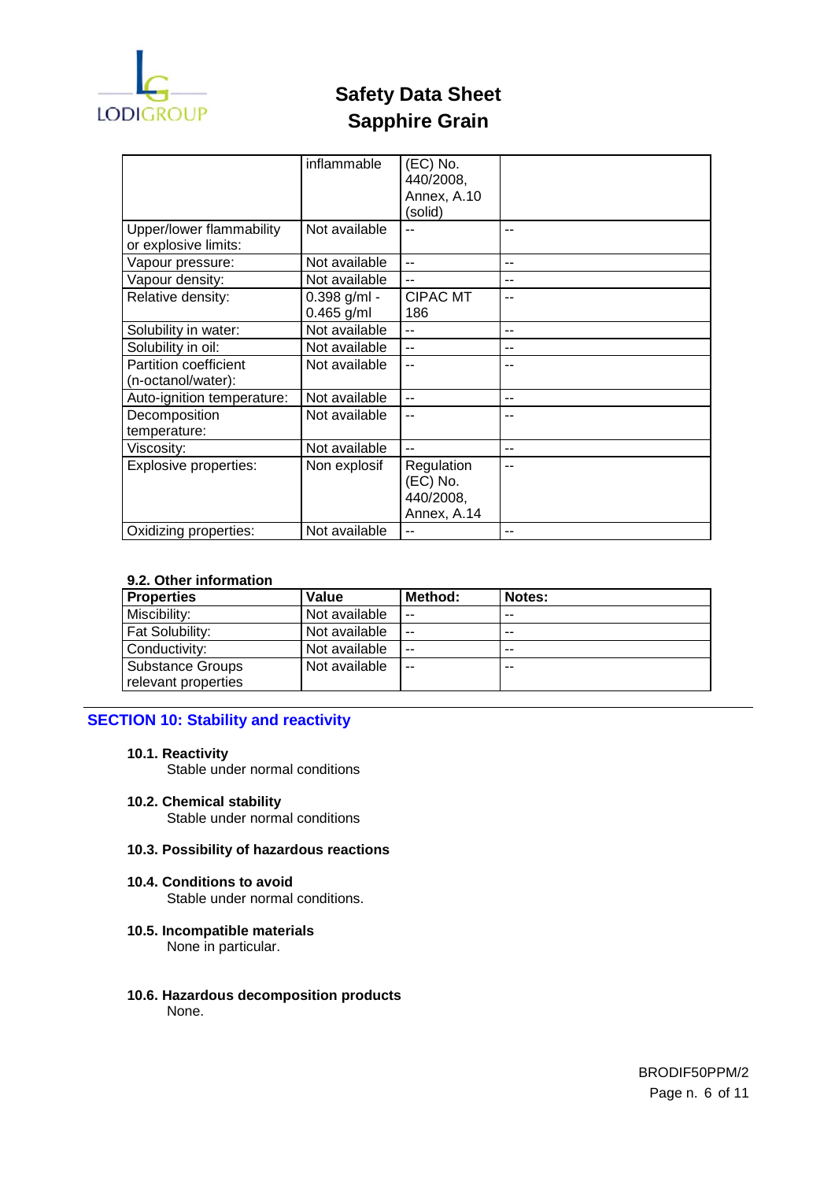| | inflammable | (EC) No. 440/2008, Annex, A.10 (solid) | |
|---|---|---|---|
| Upper/lower flammability or explosive limits: | Not available | -- | -- |
| Vapour pressure: | Not available | -- | -- |
| Vapour density: | Not available | -- | -- |
| Relative density: | 0.398 g/ml - 0.465 g/ml | CIPAC MT 186 | -- |
| Solubility in water: | Not available | -- | -- |
| Solubility in oil: | Not available | -- | -- |
| Partition coefficient (n-octanol/water): | Not available | -- | -- |
| Auto-ignition temperature: | Not available | -- | -- |
| Decomposition temperature: | Not available | -- | -- |
| Viscosity: | Not available | -- | -- |
| Explosive properties: | Non explosif | Regulation (EC) No. 440/2008, Annex, A.14 | -- |
| Oxidizing properties: | Not available | -- | -- |

**9.2. Other information**

| Properties | Value | Method: | Notes: |
|---|---|---|---|
| Miscibility: | Not available | -- | -- |
| Fat Solubility: | Not available | -- | -- |
| Conductivity: | Not available | -- | -- |
| Substance Groups relevant properties | Not available | -- | -- |

## SECTION 10: Stability and reactivity

**10.1. Reactivity**

Stable under normal conditions

**10.2. Chemical stability**

Stable under normal conditions

**10.3. Possibility of hazardous reactions**

**10.4. Conditions to avoid**

Stable under normal conditions.

**10.5. Incompatible materials**

None in particular.

**10.6. Hazardous decomposition products**

None.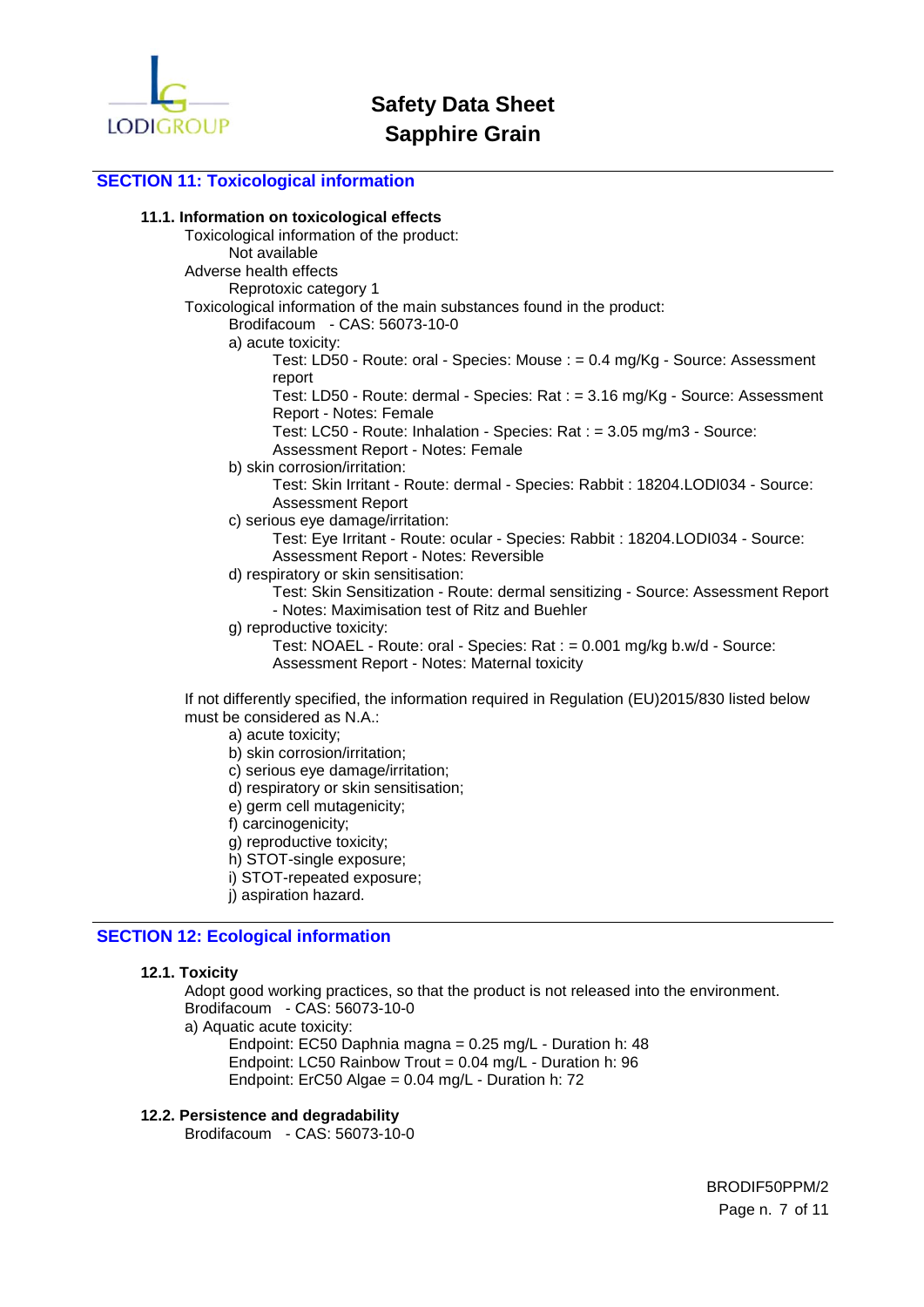## SECTION 11: Toxicological information

### 11.1. Information on toxicological effects

Toxicological information of the product:

Not available

Adverse health effects

Reprotoxic category 1

Toxicological information of the main substances found in the product:

Brodifacoum - CAS: 56073-10-0

a) acute toxicity:

Test: LD50 - Route: oral - Species: Mouse : = 0.4 mg/Kg - Source: Assessment report

Test: LD50 - Route: dermal - Species: Rat : = 3.16 mg/Kg - Source: Assessment Report - Notes: Female

Test: LC50 - Route: Inhalation - Species: Rat : = 3.05 mg/m3 - Source: Assessment Report - Notes: Female

b) skin corrosion/irritation:

Test: Skin Irritant - Route: dermal - Species: Rabbit : 18204.LODI034 - Source: Assessment Report

c) serious eye damage/irritation:

Test: Eye Irritant - Route: ocular - Species: Rabbit : 18204.LODI034 - Source: Assessment Report - Notes: Reversible

d) respiratory or skin sensitisation:

Test: Skin Sensitization - Route: dermal sensitizing - Source: Assessment Report - Notes: Maximisation test of Ritz and Buehler

g) reproductive toxicity:

Test: NOAEL - Route: oral - Species: Rat : = 0.001 mg/kg b.w/d - Source: Assessment Report - Notes: Maternal toxicity

If not differently specified, the information required in Regulation (EU)2015/830 listed below must be considered as N.A.:

a) acute toxicity;
b) skin corrosion/irritation;
c) serious eye damage/irritation;
d) respiratory or skin sensitisation;
e) germ cell mutagenicity;
f) carcinogenicity;
g) reproductive toxicity;
h) STOT-single exposure;
i) STOT-repeated exposure;
j) aspiration hazard.

## SECTION 12: Ecological information

### 12.1. Toxicity

Adopt good working practices, so that the product is not released into the environment.

Brodifacoum - CAS: 56073-10-0

a) Aquatic acute toxicity:

Endpoint: EC50 Daphnia magna = 0.25 mg/L - Duration h: 48

Endpoint: LC50 Rainbow Trout = 0.04 mg/L - Duration h: 96

Endpoint: ErC50 Algae = 0.04 mg/L - Duration h: 72

### 12.2. Persistence and degradability

Brodifacoum - CAS: 56073-10-0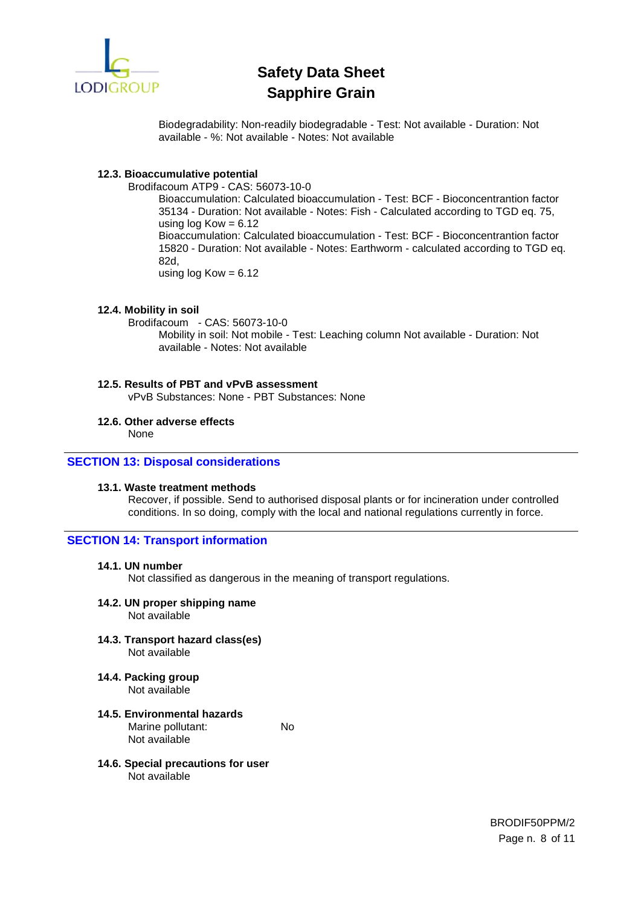Biodegradability: Non-readily biodegradable - Test: Not available - Duration: Not available - %: Not available - Notes: Not available

**12.3. Bioaccumulative potential**

Brodifacoum ATP9 - CAS: 56073-10-0

Bioaccumulation: Calculated bioaccumulation - Test: BCF - Bioconcentrantion factor 35134 - Duration: Not available - Notes: Fish - Calculated according to TGD eq. 75, using log Kow = 6.12

Bioaccumulation: Calculated bioaccumulation - Test: BCF - Bioconcentrantion factor 15820 - Duration: Not available - Notes: Earthworm - calculated according to TGD eq. 82d,
using log Kow = 6.12

**12.4. Mobility in soil**

Brodifacoum - CAS: 56073-10-0

Mobility in soil: Not mobile - Test: Leaching column Not available - Duration: Not available - Notes: Not available

**12.5. Results of PBT and vPvB assessment**

vPvB Substances: None - PBT Substances: None

**12.6. Other adverse effects**

None

## SECTION 13: Disposal considerations

**13.1. Waste treatment methods**

Recover, if possible. Send to authorised disposal plants or for incineration under controlled conditions. In so doing, comply with the local and national regulations currently in force.

## SECTION 14: Transport information

**14.1. UN number**

Not classified as dangerous in the meaning of transport regulations.

**14.2. UN proper shipping name**

Not available

**14.3. Transport hazard class(es)**

Not available

**14.4. Packing group**

Not available

**14.5. Environmental hazards**

Marine pollutant: No

Not available

**14.6. Special precautions for user**

Not available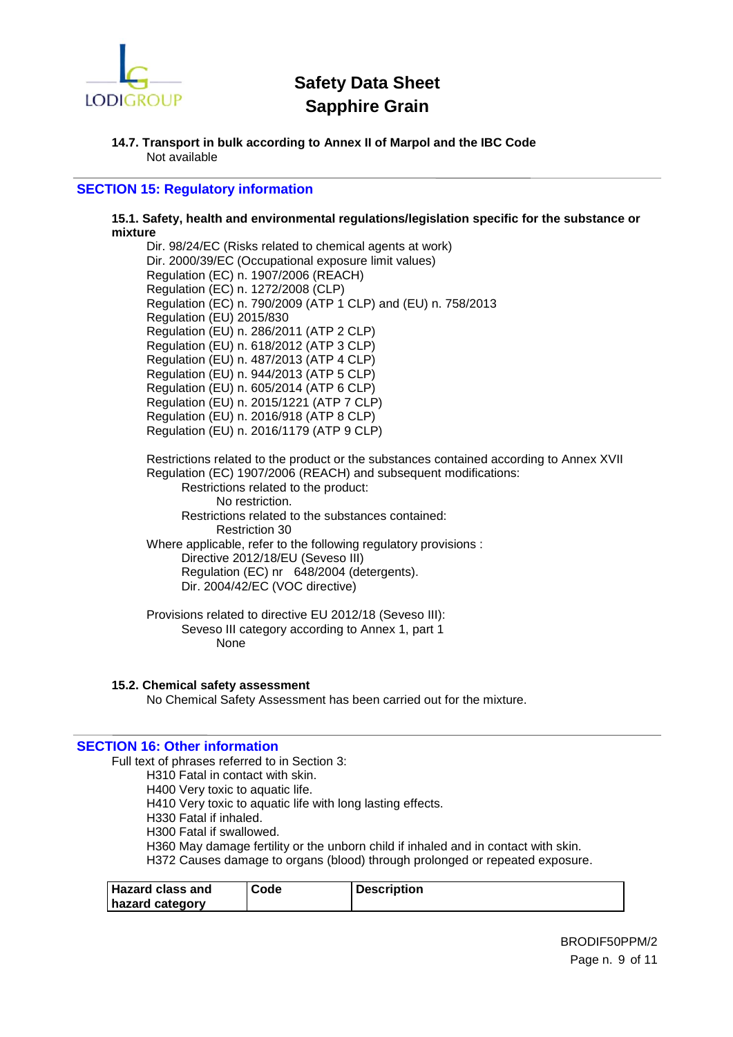**14.7. Transport in bulk according to Annex II of Marpol and the IBC Code**

Not available

## SECTION 15: Regulatory information

**15.1. Safety, health and environmental regulations/legislation specific for the substance or mixture**

Dir. 98/24/EC (Risks related to chemical agents at work)
Dir. 2000/39/EC (Occupational exposure limit values)
Regulation (EC) n. 1907/2006 (REACH)
Regulation (EC) n. 1272/2008 (CLP)
Regulation (EC) n. 790/2009 (ATP 1 CLP) and (EU) n. 758/2013
Regulation (EU) 2015/830
Regulation (EU) n. 286/2011 (ATP 2 CLP)
Regulation (EU) n. 618/2012 (ATP 3 CLP)
Regulation (EU) n. 487/2013 (ATP 4 CLP)
Regulation (EU) n. 944/2013 (ATP 5 CLP)
Regulation (EU) n. 605/2014 (ATP 6 CLP)
Regulation (EU) n. 2015/1221 (ATP 7 CLP)
Regulation (EU) n. 2016/918 (ATP 8 CLP)
Regulation (EU) n. 2016/1179 (ATP 9 CLP)

Restrictions related to the product or the substances contained according to Annex XVII Regulation (EC) 1907/2006 (REACH) and subsequent modifications:

Restrictions related to the product:

No restriction.

Restrictions related to the substances contained:

Restriction 30

Where applicable, refer to the following regulatory provisions :

Directive 2012/18/EU (Seveso III)
Regulation (EC) nr 648/2004 (detergents).
Dir. 2004/42/EC (VOC directive)

Provisions related to directive EU 2012/18 (Seveso III):

Seveso III category according to Annex 1, part 1

None

**15.2. Chemical safety assessment**

No Chemical Safety Assessment has been carried out for the mixture.

## SECTION 16: Other information

Full text of phrases referred to in Section 3:

H310 Fatal in contact with skin.
H400 Very toxic to aquatic life.
H410 Very toxic to aquatic life with long lasting effects.
H330 Fatal if inhaled.
H300 Fatal if swallowed.
H360 May damage fertility or the unborn child if inhaled and in contact with skin.
H372 Causes damage to organs (blood) through prolonged or repeated exposure.

| Hazard class and hazard category | Code | Description |
|---|---|---|

BRODIF50PPM/2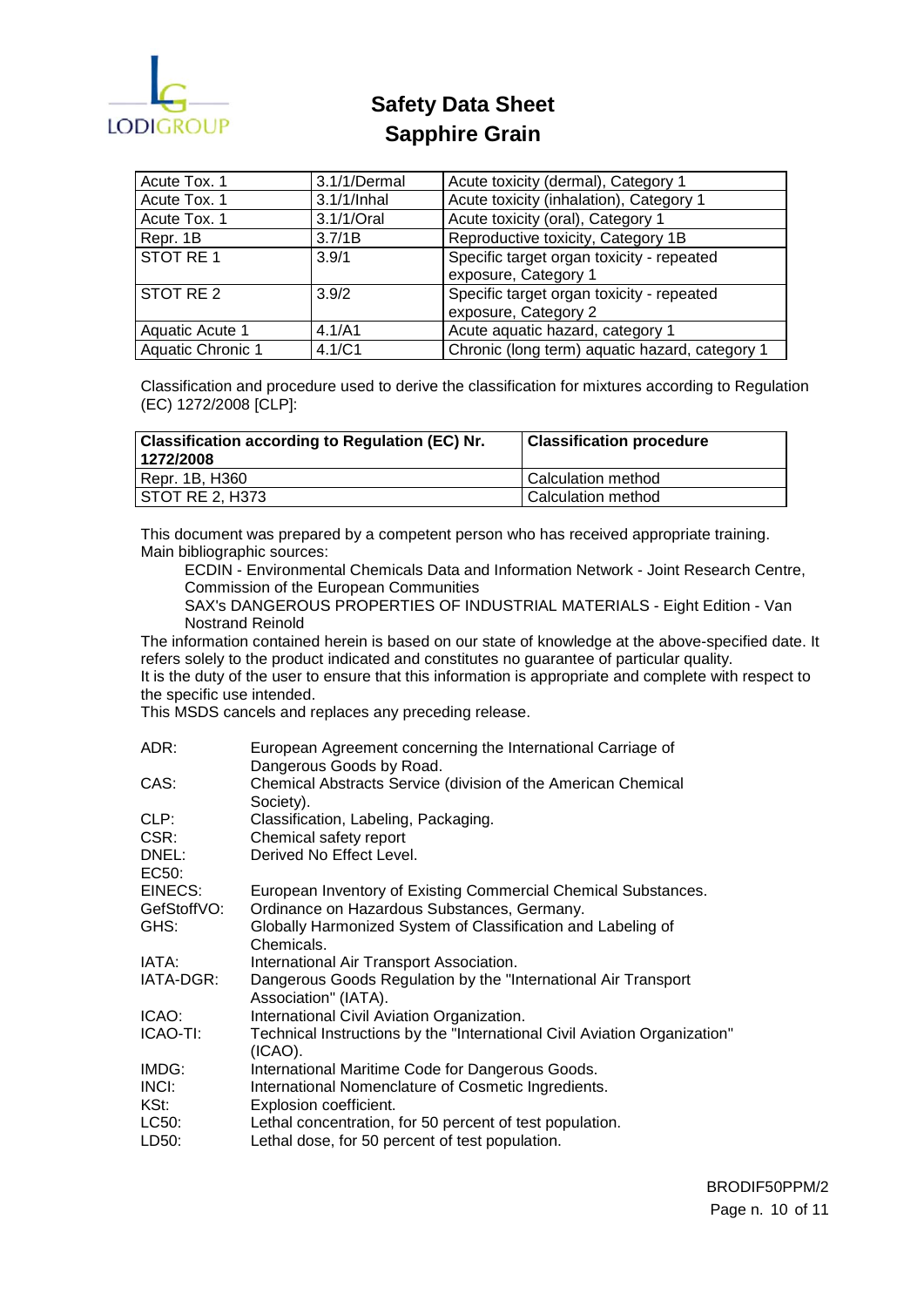| Acute Tox. 1 | 3.1/1/Dermal | Acute toxicity (dermal), Category 1 |
|---|---|---|
| Acute Tox. 1 | 3.1/1/Inhal | Acute toxicity (inhalation), Category 1 |
| Acute Tox. 1 | 3.1/1/Oral | Acute toxicity (oral), Category 1 |
| Repr. 1B | 3.7/1B | Reproductive toxicity, Category 1B |
| STOT RE 1 | 3.9/1 | Specific target organ toxicity - repeated exposure, Category 1 |
| STOT RE 2 | 3.9/2 | Specific target organ toxicity - repeated exposure, Category 2 |
| Aquatic Acute 1 | 4.1/A1 | Acute aquatic hazard, category 1 |
| Aquatic Chronic 1 | 4.1/C1 | Chronic (long term) aquatic hazard, category 1 |

Classification and procedure used to derive the classification for mixtures according to Regulation (EC) 1272/2008 [CLP]:

| **Classification according to Regulation (EC) Nr. 1272/2008** | **Classification procedure** |
|---|---|
| Repr. 1B, H360 | Calculation method |
| STOT RE 2, H373 | Calculation method |

This document was prepared by a competent person who has received appropriate training.
Main bibliographic sources:

ECDIN - Environmental Chemicals Data and Information Network - Joint Research Centre, Commission of the European Communities

SAX's DANGEROUS PROPERTIES OF INDUSTRIAL MATERIALS - Eight Edition - Van Nostrand Reinold

The information contained herein is based on our state of knowledge at the above-specified date. It refers solely to the product indicated and constitutes no guarantee of particular quality.
It is the duty of the user to ensure that this information is appropriate and complete with respect to the specific use intended.
This MSDS cancels and replaces any preceding release.

ADR: European Agreement concerning the International Carriage of Dangerous Goods by Road.
CAS: Chemical Abstracts Service (division of the American Chemical Society).
CLP: Classification, Labeling, Packaging.
CSR: Chemical safety report
DNEL: Derived No Effect Level.
EC50:
EINECS: European Inventory of Existing Commercial Chemical Substances.
GefStoffVO: Ordinance on Hazardous Substances, Germany.
GHS: Globally Harmonized System of Classification and Labeling of Chemicals.
IATA: International Air Transport Association.
IATA-DGR: Dangerous Goods Regulation by the "International Air Transport Association" (IATA).
ICAO: International Civil Aviation Organization.
ICAO-TI: Technical Instructions by the "International Civil Aviation Organization" (ICAO).
IMDG: International Maritime Code for Dangerous Goods.
INCI: International Nomenclature of Cosmetic Ingredients.
KSt: Explosion coefficient.
LC50: Lethal concentration, for 50 percent of test population.
LD50: Lethal dose, for 50 percent of test population.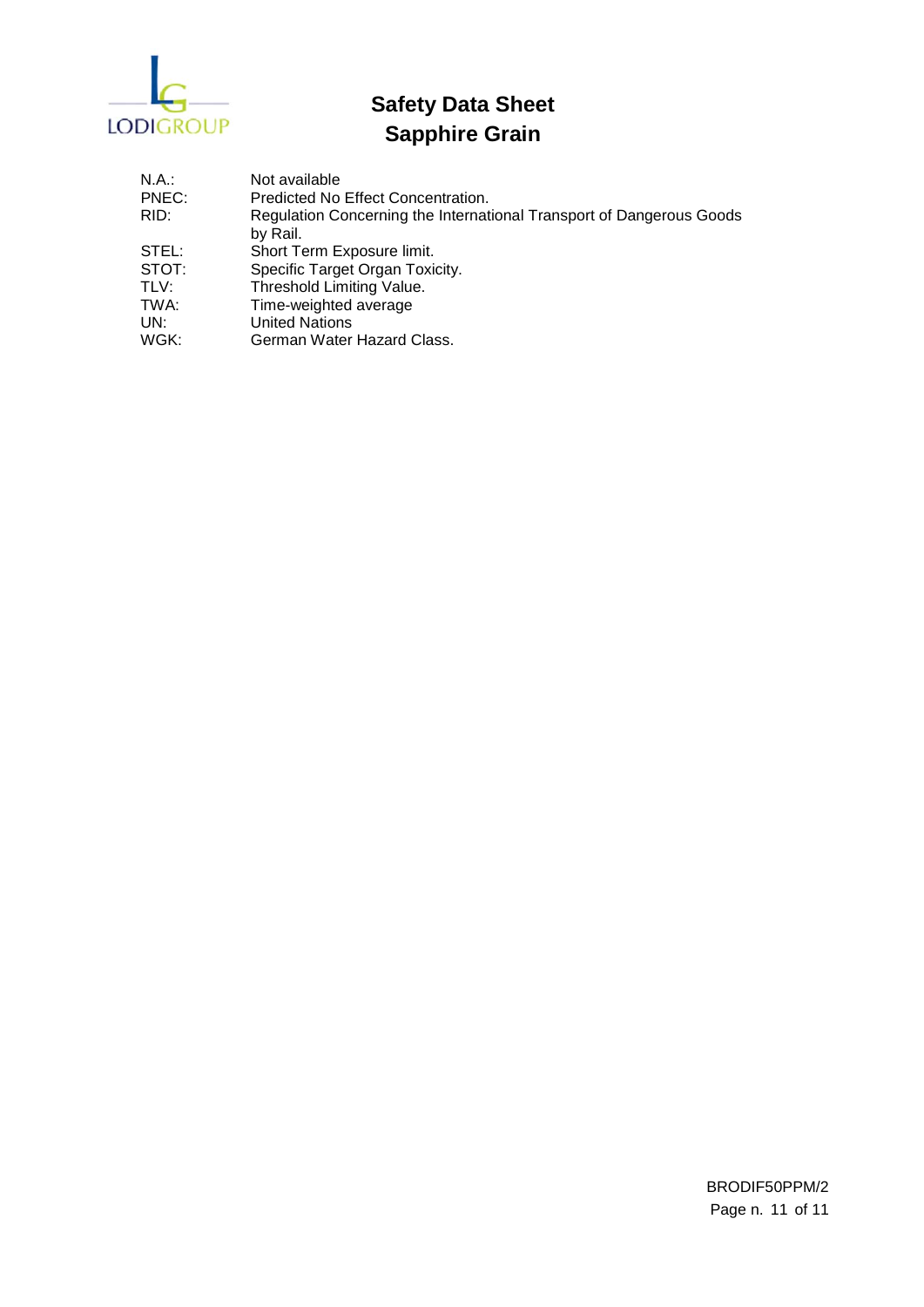| | |
|---|---|
| N.A.: | Not available |
| PNEC: | Predicted No Effect Concentration. |
| RID: | Regulation Concerning the International Transport of Dangerous Goods by Rail. |
| STEL: | Short Term Exposure limit. |
| STOT: | Specific Target Organ Toxicity. |
| TLV: | Threshold Limiting Value. |
| TWA: | Time-weighted average |
| UN: | United Nations |
| WGK: | German Water Hazard Class. |